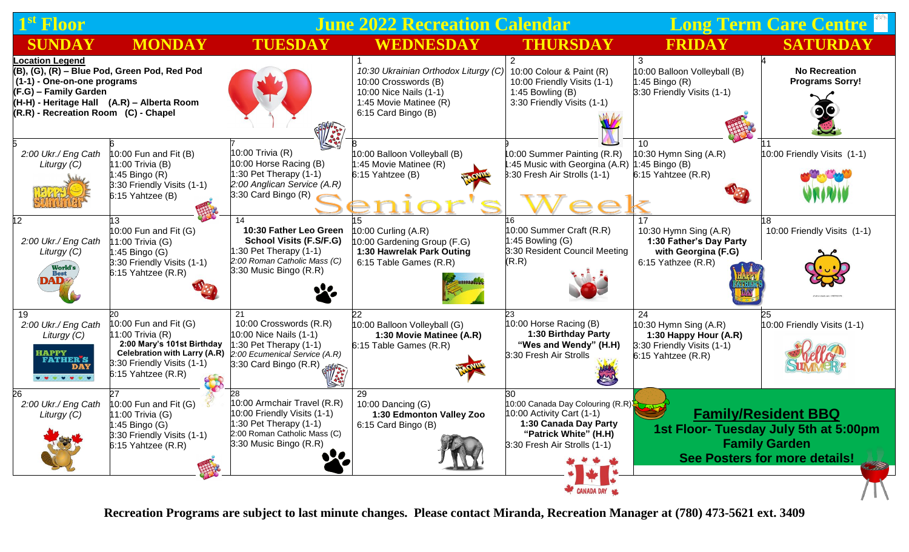# 1st Floor — June 2022 Recreation Calendar — Long Term Care Centre

| SUNDAY | MONDAY | TUESDAY | WEDNESDAY | THURSDAY | FRIDAY | SATURDAY |
|---|---|---|---|---|---|---|
| **Location Legend** (B), (G), (R) – Blue Pod, Green Pod, Red Pod; (1-1) - One-on-one programs; (F.G) – Family Garden; (H-H) - Heritage Hall (A.R.) – Alberta Room; (R.R) - Recreation Room (C) - Chapel | | | 1<br>*10:30 Ukrainian Orthodox Liturgy (C)*<br>10:00 Crosswords (B)<br>10:00 Nice Nails (1-1)<br>1:45 Movie Matinee (R)<br>6:15 Card Bingo (B) | 2<br>10:00 Colour & Paint (R)<br>10:00 Friendly Visits (1-1)<br>1:45 Bowling (B)<br>3:30 Friendly Visits (1-1) | 3<br>10:00 Balloon Volleyball (B)<br>1:45 Bingo (R)<br>3:30 Friendly Visits (1-1) | 4<br>**No Recreation Programs Sorry!** |
| 5<br>*2:00 Ukr./ Eng Cath Liturgy (C)* | 6<br>10:00 Fun and Fit (B)<br>11:00 Trivia (B)<br>1:45 Bingo (R)<br>3:30 Friendly Visits (1-1)<br>6:15 Yahtzee (B) | 7<br>10:00 Trivia (R)<br>10:00 Horse Racing (B)<br>1:30 Pet Therapy (1-1)<br>*2:00 Anglican Service (A.R)*<br>3:30 Card Bingo (R) | 8<br>10:00 Balloon Volleyball (B)<br>1:45 Movie Matinee (R)<br>6:15 Yahtzee (B) | 9<br>10:00 Summer Painting (R.R)<br>1:45 Music with Georgina (A.R)<br>3:30 Fresh Air Strolls (1-1) | 10<br>10:30 Hymn Sing (A.R)<br>1:45 Bingo (B)<br>6:15 Yahtzee (R.R) | 11<br>10:00 Friendly Visits (1-1) |
| 12<br>*2:00 Ukr./ Eng Cath Liturgy (C)* | 13<br>10:00 Fun and Fit (G)<br>11:00 Trivia (G)<br>1:45 Bingo (G)<br>3:30 Friendly Visits (1-1)<br>6:15 Yahtzee (R.R) | 14<br>**10:30 Father Leo Green School Visits (F.S/F.G)**<br>1:30 Pet Therapy (1-1)<br>*2:00 Roman Catholic Mass (C)*<br>3:30 Music Bingo (R.R) | 15<br>10:00 Curling (A.R)<br>10:00 Gardening Group (F.G)<br>**1:30 Hawrelak Park Outing**<br>6:15 Table Games (R.R) | 16<br>10:00 Summer Craft (R.R)<br>1:45 Bowling (G)<br>3:30 Resident Council Meeting (R.R) | 17<br>10:30 Hymn Sing (A.R)<br>**1:30 Father's Day Party with Georgina (F.G)**<br>6:15 Yathzee (R.R) | 18<br>10:00 Friendly Visits (1-1) |
| 19<br>*2:00 Ukr./ Eng Cath Liturgy (C)* | 20<br>10:00 Fun and Fit (G)<br>11:00 Trivia (R)<br>**2:00 Mary's 101st Birthday Celebration with Larry (A.R)**<br>3:30 Friendly Visits (1-1)<br>6:15 Yahtzee (R.R) | 21<br>10:00 Crosswords (R.R)<br>10:00 Nice Nails (1-1)<br>1:30 Pet Therapy (1-1)<br>*2:00 Ecumenical Service (A.R)*<br>3:30 Card Bingo (R.R) | 22<br>10:00 Balloon Volleyball (G)<br>**1:30 Movie Matinee (A.R)**<br>6:15 Table Games (R.R) | 23<br>10:00 Horse Racing (B)<br>**1:30 Birthday Party "Wes and Wendy" (H.H)**<br>3:30 Fresh Air Strolls | 24<br>10:30 Hymn Sing (A.R)<br>**1:30 Happy Hour (A.R)**<br>3:30 Friendly Visits (1-1)<br>6:15 Yahtzee (R.R) | 25<br>10:00 Friendly Visits (1-1) |
| 26<br>*2:00 Ukr./ Eng Cath Liturgy (C)* | 27<br>10:00 Fun and Fit (G)<br>11:00 Trivia (G)<br>1:45 Bingo (G)<br>3:30 Friendly Visits (1-1)<br>6:15 Yahtzee (R.R) | 28<br>10:00 Armchair Travel (R.R)<br>10:00 Friendly Visits (1-1)<br>1:30 Pet Therapy (1-1)<br>*2:00 Roman Catholic Mass (C)*<br>3:30 Music Bingo (R.R) | 29<br>10:00 Dancing (G)<br>**1:30 Edmonton Valley Zoo**<br>6:15 Card Bingo (B) | 30<br>10:00 Canada Day Colouring (R.R)<br>10:00 Activity Cart (1-1)<br>**1:30 Canada Day Party "Patrick White" (H.H)**<br>3:30 Fresh Air Strolls (1-1) | **Family/Resident BBQ**<br>**1st Floor- Tuesday July 5th at 5:00pm**<br>**Family Garden**<br>**See Posters for more details!** | |

Senior's Week

**Recreation Programs are subject to last minute changes. Please contact Miranda, Recreation Manager at (780) 473-5621 ext. 3409**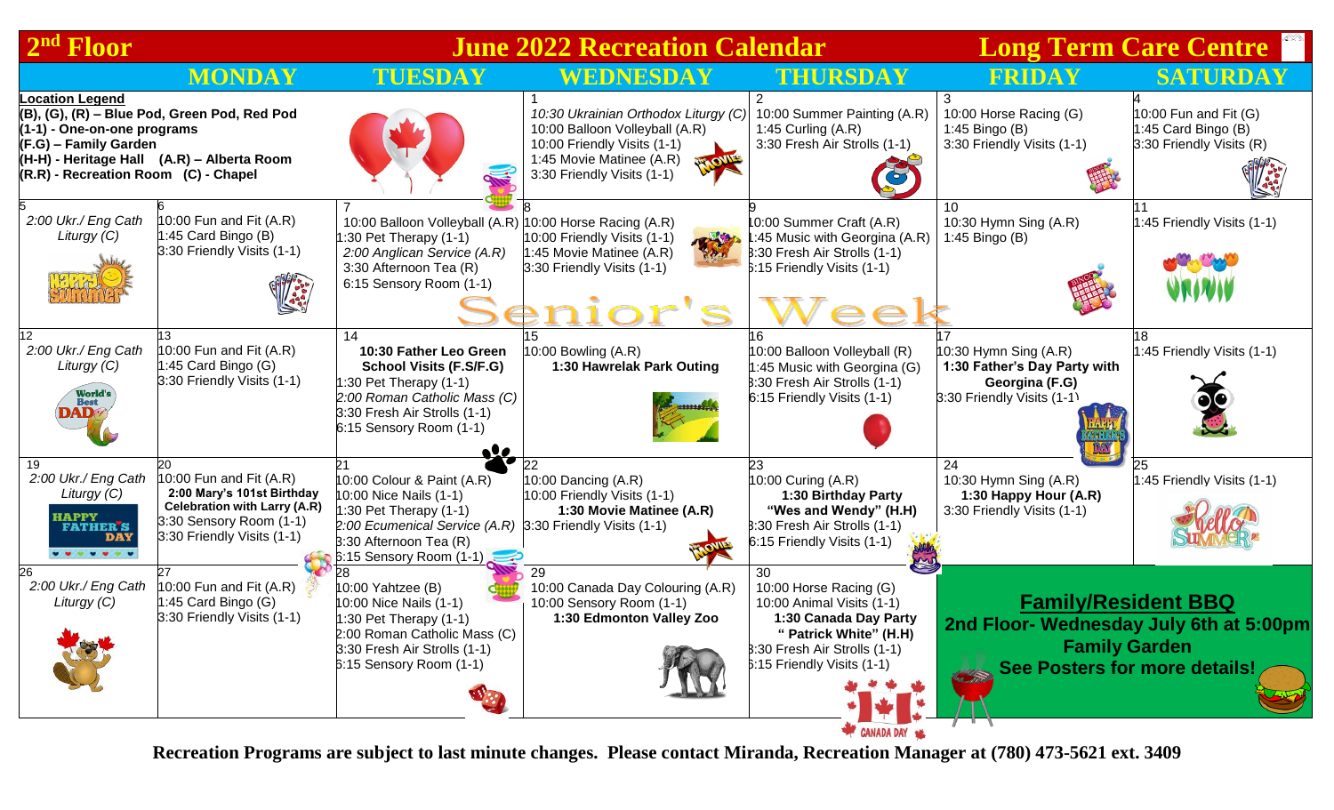# 2nd Floor — June 2022 Recreation Calendar — Long Term Care Centre

| SUNDAY | MONDAY | TUESDAY | WEDNESDAY | THURSDAY | FRIDAY | SATURDAY |
|---|---|---|---|---|---|---|
| **Location Legend**<br>**(B), (G), (R) – Blue Pod, Green Pod, Red Pod**<br>**(1-1) - One-on-one programs**<br>**(F.G) – Family Garden**<br>**(H-H) - Heritage Hall (A.R) – Alberta Room**<br>**(R.R) - Recreation Room (C) - Chapel** | | | 1<br>*10:30 Ukrainian Orthodox Liturgy (C)*<br>10:00 Balloon Volleyball (A.R)<br>10:00 Friendly Visits (1-1)<br>1:45 Movie Matinee (A.R)<br>3:30 Friendly Visits (1-1) | 2<br>10:00 Summer Painting (A.R)<br>1:45 Curling (A.R)<br>3:30 Fresh Air Strolls (1-1) | 3<br>10:00 Horse Racing (G)<br>1:45 Bingo (B)<br>3:30 Friendly Visits (1-1) | 4<br>10:00 Fun and Fit (G)<br>1:45 Card Bingo (B)<br>3:30 Friendly Visits (R) |
| 5<br>*2:00 Ukr./ Eng Cath Liturgy (C)* | 6<br>10:00 Fun and Fit (A.R)<br>1:45 Card Bingo (B)<br>3:30 Friendly Visits (1-1) | 7<br>10:00 Balloon Volleyball (A.R)<br>1:30 Pet Therapy (1-1)<br>*2:00 Anglican Service (A.R)*<br>3:30 Afternoon Tea (R)<br>6:15 Sensory Room (1-1) | 8<br>10:00 Horse Racing (A.R)<br>10:00 Friendly Visits (1-1)<br>1:45 Movie Matinee (A.R)<br>3:30 Friendly Visits (1-1) | 9<br>10:00 Summer Craft (A.R)<br>1:45 Music with Georgina (A.R)<br>3:30 Fresh Air Strolls (1-1)<br>6:15 Friendly Visits (1-1) | 10<br>10:30 Hymn Sing (A.R)<br>1:45 Bingo (B) | 11<br>1:45 Friendly Visits (1-1) |
| 12<br>*2:00 Ukr./ Eng Cath Liturgy (C)* | 13<br>10:00 Fun and Fit (A.R)<br>1:45 Card Bingo (G)<br>3:30 Friendly Visits (1-1) | 14<br>**10:30 Father Leo Green School Visits (F.S/F.G)**<br>1:30 Pet Therapy (1-1)<br>*2:00 Roman Catholic Mass (C)*<br>3:30 Fresh Air Strolls (1-1)<br>6:15 Sensory Room (1-1) | 15<br>10:00 Bowling (A.R)<br>**1:30 Hawrelak Park Outing** | 16<br>10:00 Balloon Volleyball (R)<br>1:45 Music with Georgina (G)<br>3:30 Fresh Air Strolls (1-1)<br>6:15 Friendly Visits (1-1) | 17<br>10:30 Hymn Sing (A.R)<br>**1:30 Father's Day Party with Georgina (F.G)**<br>3:30 Friendly Visits (1-1) | 18<br>1:45 Friendly Visits (1-1) |
| 19<br>*2:00 Ukr./ Eng Cath Liturgy (C)* | 20<br>10:00 Fun and Fit (A.R)<br>**2:00 Mary's 101st Birthday Celebration with Larry (A.R)**<br>3:30 Sensory Room (1-1)<br>3:30 Friendly Visits (1-1) | 21<br>10:00 Colour & Paint (A.R)<br>10:00 Nice Nails (1-1)<br>1:30 Pet Therapy (1-1)<br>*2:00 Ecumenical Service (A.R)*<br>3:30 Afternoon Tea (R)<br>6:15 Sensory Room (1-1) | 22<br>10:00 Dancing (A.R)<br>10:00 Friendly Visits (1-1)<br>**1:30 Movie Matinee (A.R)**<br>3:30 Friendly Visits (1-1) | 23<br>10:00 Curing (A.R)<br>**1:30 Birthday Party "Wes and Wendy" (H.H)**<br>3:30 Fresh Air Strolls (1-1)<br>6:15 Friendly Visits (1-1) | 24<br>10:30 Hymn Sing (A.R)<br>**1:30 Happy Hour (A.R)**<br>3:30 Friendly Visits (1-1) | 25<br>1:45 Friendly Visits (1-1) |
| 26<br>*2:00 Ukr./ Eng Cath Liturgy (C)* | 27<br>10:00 Fun and Fit (A.R)<br>1:45 Card Bingo (G)<br>3:30 Friendly Visits (1-1) | 28<br>10:00 Yahtzee (B)<br>10:00 Nice Nails (1-1)<br>1:30 Pet Therapy (1-1)<br>2:00 Roman Catholic Mass (C)<br>3:30 Fresh Air Strolls (1-1)<br>6:15 Sensory Room (1-1) | 29<br>10:00 Canada Day Colouring (A.R)<br>10:00 Sensory Room (1-1)<br>**1:30 Edmonton Valley Zoo** | 30<br>10:00 Horse Racing (G)<br>10:00 Animal Visits (1-1)<br>**1:30 Canada Day Party " Patrick White" (H.H)**<br>3:30 Fresh Air Strolls (1-1)<br>6:15 Friendly Visits (1-1) | **Family/Resident BBQ**<br>**2nd Floor- Wednesday July 6th at 5:00pm**<br>**Family Garden**<br>**See Posters for more details!** | |

Senior's Week

**Recreation Programs are subject to last minute changes. Please contact Miranda, Recreation Manager at (780) 473-5621 ext. 3409**